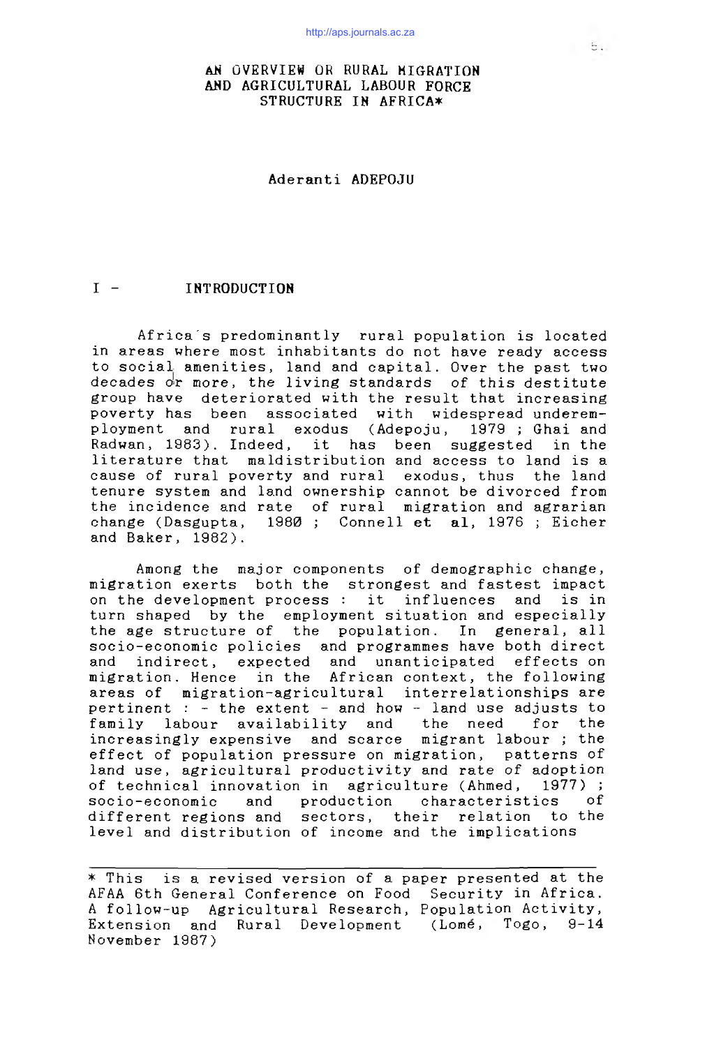# AN OVERVIEW OR RURAL MIGRATION AND AGRICULTURAL LABOUR FORCE STRUCTURE IN AFRICA*

Aderanti ADEPOJU

## I - INTRODUCTION

Africa's predominantly rural population is located in areas where most inhabitants do not have ready access to social amenities, land and capital. Over the past two decades or more, the living standards of this destitute group have deteriorated with the result that increasing poverty has been associated with widespread underemployment and rural exodus (Adepoju, 1979 ; Ghai and Radwan, 1983). Indeed, it has been suggested in the literature that maldistribution and access to land is a cause of rural poverty and rural exodus, thus the land tenure system and land ownership cannot be divorced from the incidence and rate of rural migration and agrarian change (Dasgupta, 1980 ; Connell **et al**, 1976 ; Eicher and Baker, 1982).

Among the major components of demographic change, migration exerts both the strongest and fastest impact on the development process : it influences and is in turn shaped by the employment situation and especially the age structure of the population. In general, all socio-economic policies and programmes have both direct and indirect, expected and unanticipated effects on migration. Hence in the African context, the following areas of migration-agricultural interrelationships are pertinent : - the extent - and how - land use adjusts to family labour availability and the need for the increasingly expensive and scarce migrant labour ; the effect of population pressure on migration, patterns of land use, agricultural productivity and rate of adoption of technical innovation in agriculture (Ahmed, 1977) ; socio-economic and production characteristics of different regions and sectors, their relation to the level and distribution of income and the implications

---

* This is a revised version of a paper presented at the AFAA 6th General Conference on Food Security in Africa. A follow-up Agricultural Research, Population Activity, Extension and Rural Development (Lomé, Togo, 9-14 November 1987)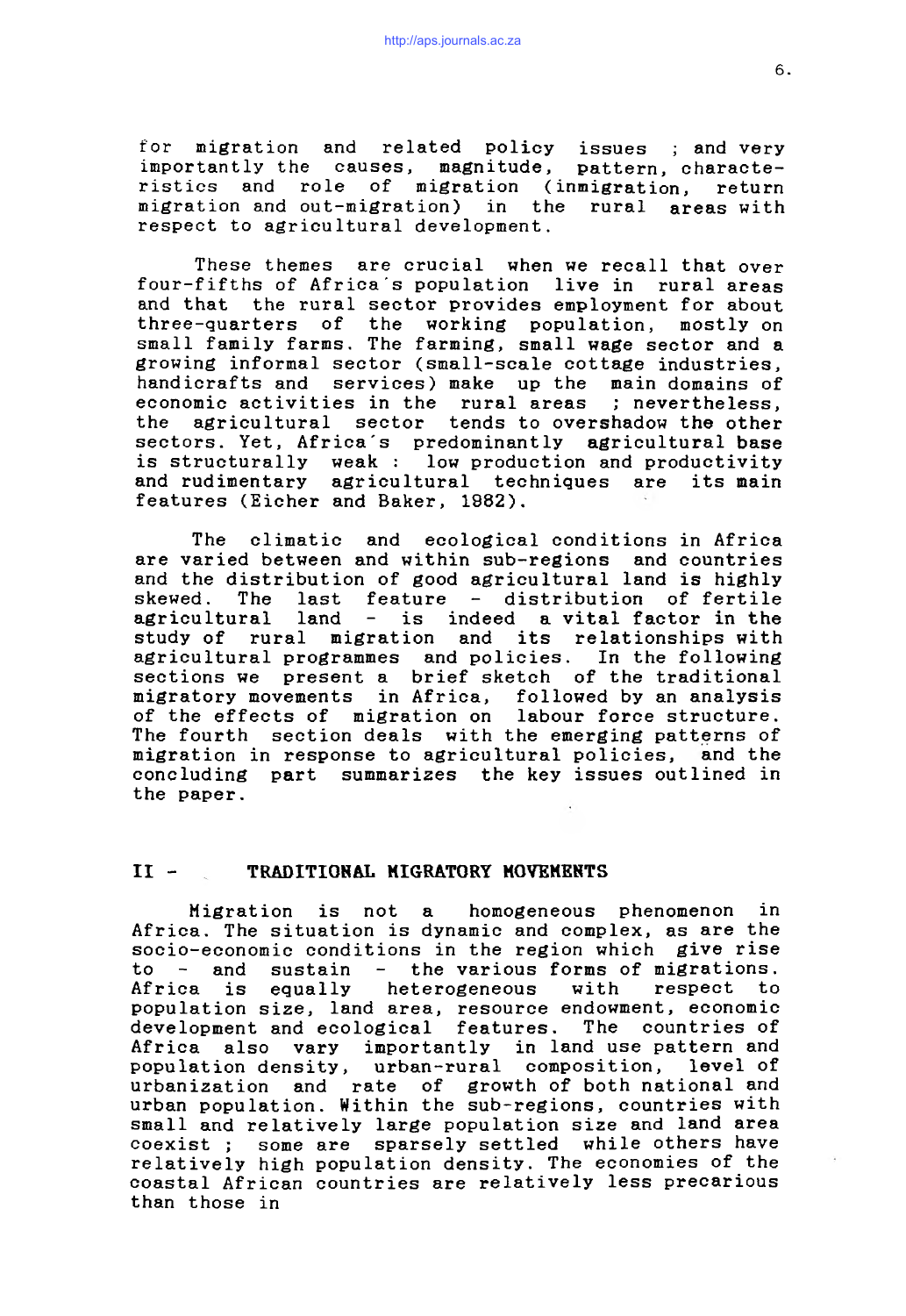for migration and related policy issues ; and very importantly the causes, magnitude, pattern, characteristics and role of migration (inmigration, return migration and out-migration) in the rural areas with respect to agricultural development.

These themes are crucial when we recall that over four-fifths of Africa's population live in rural areas and that the rural sector provides employment for about three-quarters of the working population, mostly on small family farms. The farming, small wage sector and a growing informal sector (small-scale cottage industries, handicrafts and services) make up the main domains of economic activities in the rural areas ; nevertheless, the agricultural sector tends to overshadow the other sectors. Yet, Africa's predominantly agricultural base is structurally weak : low production and productivity and rudimentary agricultural techniques are its main features (Eicher and Baker, 1982).

The climatic and ecological conditions in Africa are varied between and within sub-regions and countries and the distribution of good agricultural land is highly skewed. The last feature - distribution of fertile agricultural land - is indeed a vital factor in the study of rural migration and its relationships with agricultural programmes and policies. In the following sections we present a brief sketch of the traditional migratory movements in Africa, followed by an analysis of the effects of migration on labour force structure. The fourth section deals with the emerging patterns of migration in response to agricultural policies, and the concluding part summarizes the key issues outlined in the paper.

## II - TRADITIONAL MIGRATORY MOVEMENTS

Migration is not a homogeneous phenomenon in Africa. The situation is dynamic and complex, as are the socio-economic conditions in the region which give rise to - and sustain - the various forms of migrations. Africa is equally heterogeneous with respect to population size, land area, resource endowment, economic development and ecological features. The countries of Africa also vary importantly in land use pattern and population density, urban-rural composition, level of urbanization and rate of growth of both national and urban population. Within the sub-regions, countries with small and relatively large population size and land area coexist ; some are sparsely settled while others have relatively high population density. The economies of the coastal African countries are relatively less precarious than those in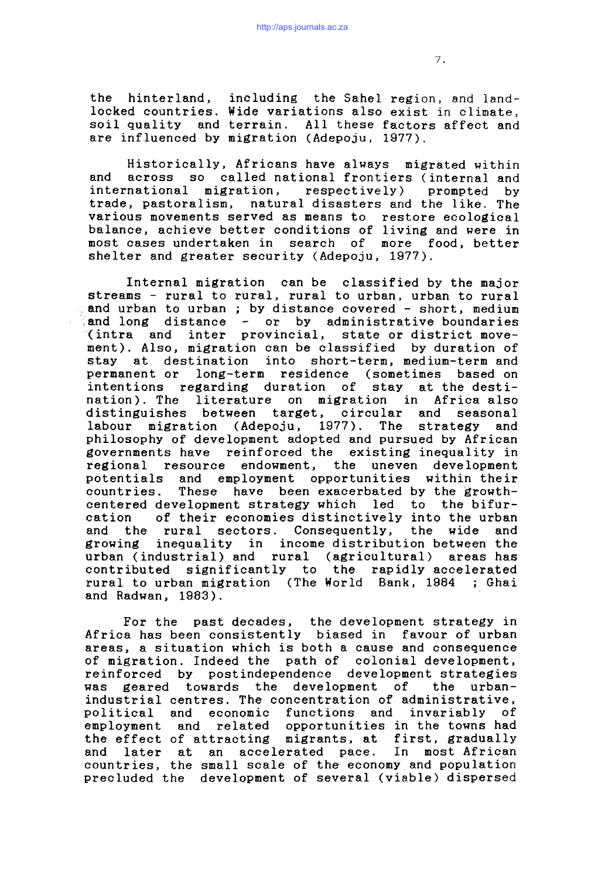the hinterland, including the Sahel region, and land-locked countries. Wide variations also exist in climate, soil quality and terrain. All these factors affect and are influenced by migration (Adepoju, 1977).

Historically, Africans have always migrated within and across so called national frontiers (internal and international migration, respectively) prompted by trade, pastoralism, natural disasters and the like. The various movements served as means to restore ecological balance, achieve better conditions of living and were in most cases undertaken in search of more food, better shelter and greater security (Adepoju, 1977).

Internal migration can be classified by the major streams - rural to rural, rural to urban, urban to rural and urban to urban ; by distance covered - short, medium and long distance - or by administrative boundaries (intra and inter provincial, state or district movement). Also, migration can be classified by duration of stay at destination into short-term, medium-term and permanent or long-term residence (sometimes based on intentions regarding duration of stay at the destination). The literature on migration in Africa also distinguishes between target, circular and seasonal labour migration (Adepoju, 1977). The strategy and philosophy of development adopted and pursued by African governments have reinforced the existing inequality in regional resource endowment, the uneven development potentials and employment opportunities within their countries. These have been exacerbated by the growth-centered development strategy which led to the bifurcation of their economies distinctively into the urban and the rural sectors. Consequently, the wide and growing inequality in income distribution between the urban (industrial) and rural (agricultural) areas has contributed significantly to the rapidly accelerated rural to urban migration (The World Bank, 1984 ; Ghai and Radwan, 1983).

For the past decades, the development strategy in Africa has been consistently biased in favour of urban areas, a situation which is both a cause and consequence of migration. Indeed the path of colonial development, reinforced by postindependence development strategies was geared towards the development of the urban-industrial centres. The concentration of administrative, political and economic functions and invariably of employment and related opportunities in the towns had the effect of attracting migrants, at first, gradually and later at an accelerated pace. In most African countries, the small scale of the economy and population precluded the development of several (viable) dispersed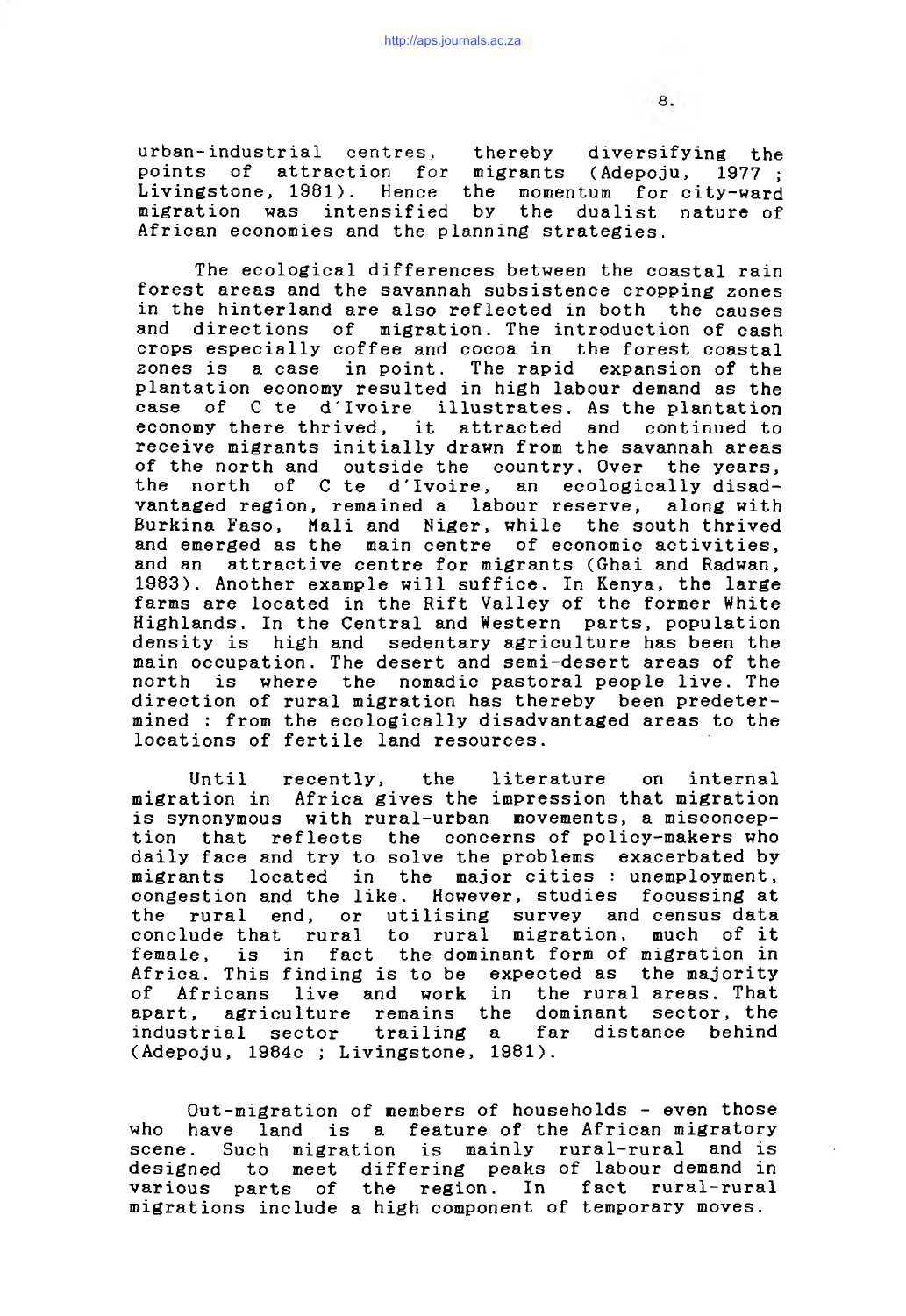urban-industrial centres, thereby diversifying the points of attraction for migrants (Adepoju, 1977 ; Livingstone, 1981). Hence the momentum for city-ward migration was intensified by the dualist nature of African economies and the planning strategies.

The ecological differences between the coastal rain forest areas and the savannah subsistence cropping zones in the hinterland are also reflected in both the causes and directions of migration. The introduction of cash crops especially coffee and cocoa in the forest coastal zones is a case in point. The rapid expansion of the plantation economy resulted in high labour demand as the case of Côte d'Ivoire illustrates. As the plantation economy there thrived, it attracted and continued to receive migrants initially drawn from the savannah areas of the north and outside the country. Over the years, the north of Côte d'Ivoire, an ecologically disadvantaged region, remained a labour reserve, along with Burkina Faso, Mali and Niger, while the south thrived and emerged as the main centre of economic activities, and an attractive centre for migrants (Ghai and Radwan, 1983). Another example will suffice. In Kenya, the large farms are located in the Rift Valley of the former White Highlands. In the Central and Western parts, population density is high and sedentary agriculture has been the main occupation. The desert and semi-desert areas of the north is where the nomadic pastoral people live. The direction of rural migration has thereby been predetermined : from the ecologically disadvantaged areas to the locations of fertile land resources.

Until recently, the literature on internal migration in Africa gives the impression that migration is synonymous with rural-urban movements, a misconception that reflects the concerns of policy-makers who daily face and try to solve the problems exacerbated by migrants located in the major cities : unemployment, congestion and the like. However, studies focussing at the rural end, or utilising survey and census data conclude that rural to rural migration, much of it female, is in fact the dominant form of migration in Africa. This finding is to be expected as the majority of Africans live and work in the rural areas. That apart, agriculture remains the dominant sector, the industrial sector trailing a far distance behind (Adepoju, 1984c ; Livingstone, 1981).

Out-migration of members of households - even those who have land is a feature of the African migratory scene. Such migration is mainly rural-rural and is designed to meet differing peaks of labour demand in various parts of the region. In fact rural-rural migrations include a high component of temporary moves.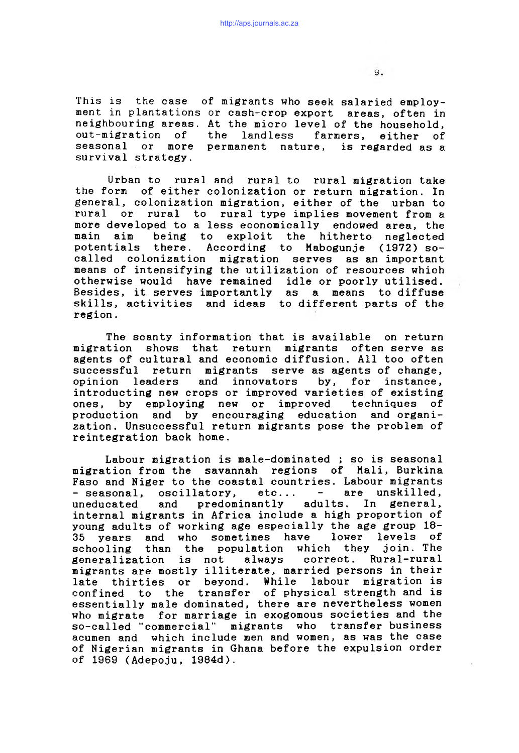This is the case of migrants who seek salaried employment in plantations or cash-crop export areas, often in neighbouring areas. At the micro level of the household, out-migration of the landless farmers, either of seasonal or more permanent nature, is regarded as a survival strategy.

Urban to rural and rural to rural migration take the form of either colonization or return migration. In general, colonization migration, either of the urban to rural or rural to rural type implies movement from a more developed to a less economically endowed area, the main aim being to exploit the hitherto neglected potentials there. According to Mabogunje (1972) so-called colonization migration serves as an important means of intensifying the utilization of resources which otherwise would have remained idle or poorly utilised. Besides, it serves importantly as a means to diffuse skills, activities and ideas to different parts of the region.

The scanty information that is available on return migration shows that return migrants often serve as agents of cultural and economic diffusion. All too often successful return migrants serve as agents of change, opinion leaders and innovators by, for instance, introducting new crops or improved varieties of existing ones, by employing new or improved techniques of production and by encouraging education and organization. Unsuccessful return migrants pose the problem of reintegration back home.

Labour migration is male-dominated ; so is seasonal migration from the savannah regions of Mali, Burkina Faso and Niger to the coastal countries. Labour migrants - seasonal, oscillatory, etc... - are unskilled, uneducated and predominantly adults. In general, internal migrants in Africa include a high proportion of young adults of working age especially the age group 18-35 years and who sometimes have lower levels of schooling than the population which they join. The generalization is not always correct. Rural-rural migrants are mostly illiterate, married persons in their late thirties or beyond. While labour migration is confined to the transfer of physical strength and is essentially male dominated, there are nevertheless women who migrate for marriage in exogomous societies and the so-called "commercial" migrants who transfer business acumen and which include men and women, as was the case of Nigerian migrants in Ghana before the expulsion order of 1969 (Adepoju, 1984d).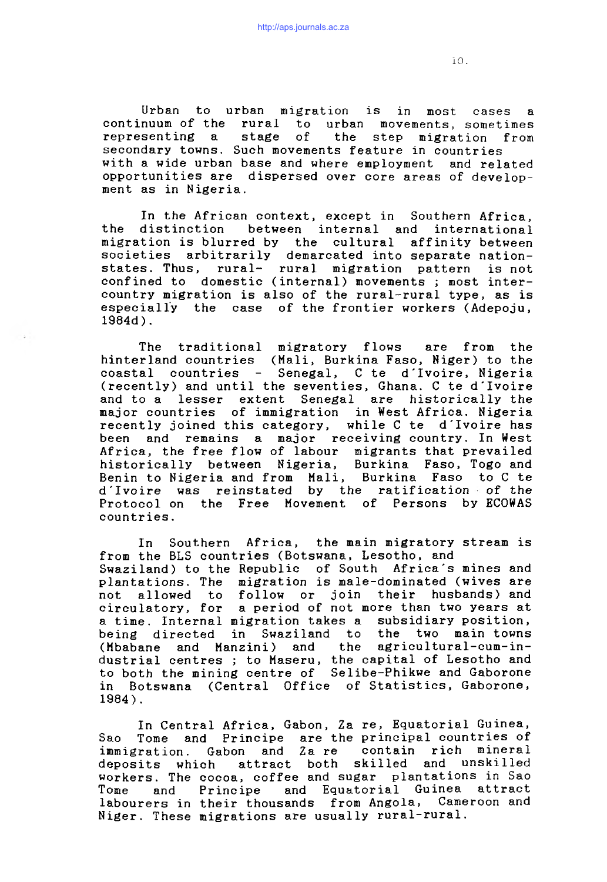Urban to urban migration is in most cases a continuum of the rural to urban movements, sometimes representing a stage of the step migration from secondary towns. Such movements feature in countries with a wide urban base and where employment and related opportunities are dispersed over core areas of development as in Nigeria.

In the African context, except in Southern Africa, the distinction between internal and international migration is blurred by the cultural affinity between societies arbitrarily demarcated into separate nation-states. Thus, rural- rural migration pattern is not confined to domestic (internal) movements ; most inter-country migration is also of the rural-rural type, as is especially the case of the frontier workers (Adepoju, 1984d).

The traditional migratory flows are from the hinterland countries (Mali, Burkina Faso, Niger) to the coastal countries - Senegal, C te d'Ivoire, Nigeria (recently) and until the seventies, Ghana. C te d'Ivoire and to a lesser extent Senegal are historically the major countries of immigration in West Africa. Nigeria recently joined this category, while C te d'Ivoire has been and remains a major receiving country. In West Africa, the free flow of labour migrants that prevailed historically between Nigeria, Burkina Faso, Togo and Benin to Nigeria and from Mali, Burkina Faso to C te d'Ivoire was reinstated by the ratification of the Protocol on the Free Movement of Persons by ECOWAS countries.

In Southern Africa, the main migratory stream is from the BLS countries (Botswana, Lesotho, and Swaziland) to the Republic of South Africa's mines and plantations. The migration is male-dominated (wives are not allowed to follow or join their husbands) and circulatory, for a period of not more than two years at a time. Internal migration takes a subsidiary position, being directed in Swaziland to the two main towns (Mbabane and Manzini) and the agricultural-cum-industrial centres ; to Maseru, the capital of Lesotho and to both the mining centre of Selibe-Phikwe and Gaborone in Botswana (Central Office of Statistics, Gaborone, 1984).

In Central Africa, Gabon, Za re, Equatorial Guinea, Sao Tome and Principe are the principal countries of immigration. Gabon and Za re contain rich mineral deposits which attract both skilled and unskilled workers. The cocoa, coffee and sugar plantations in Sao Tome and Principe and Equatorial Guinea attract labourers in their thousands from Angola, Cameroon and Niger. These migrations are usually rural-rural.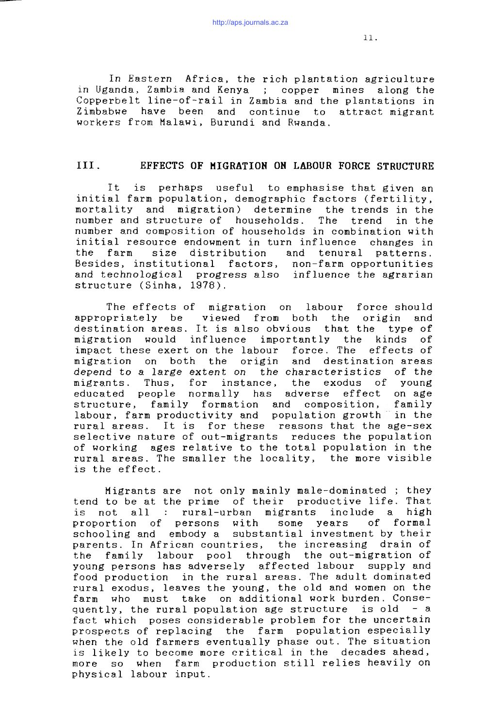In Eastern Africa, the rich plantation agriculture in Uganda, Zambia and Kenya ; copper mines along the Copperbelt line-of-rail in Zambia and the plantations in Zimbabwe have been and continue to attract migrant workers from Malawi, Burundi and Rwanda.

## III. EFFECTS OF MIGRATION ON LABOUR FORCE STRUCTURE

It is perhaps useful to emphasise that given an initial farm population, demographic factors (fertility, mortality and migration) determine the trends in the number and structure of households. The trend in the number and composition of households in combination with initial resource endowment in turn influence changes in the farm size distribution and tenural patterns. Besides, institutional factors, non-farm opportunities and technological progress also influence the agrarian structure (Sinha, 1978).

The effects of migration on labour force should appropriately be viewed from both the origin and destination areas. It is also obvious that the type of migration would influence importantly the kinds of impact these exert on the labour force. The effects of migration on both the origin and destination areas *depend to a large extent on* the characteristics of the migrants. Thus, for instance, the exodus of young educated people normally has adverse effect on age structure, family formation and composition, family labour, farm productivity and population growth in the rural areas. It is for these reasons that the age-sex selective nature of out-migrants reduces the population of working ages relative to the total population in the rural areas. The smaller the locality, the more visible is the effect.

Migrants are not only mainly male-dominated ; they tend to be at the prime of their productive life. That is not all : rural-urban migrants include a high proportion of persons with some years of formal schooling and embody a substantial investment by their parents. In African countries, the increasing drain of the family labour pool through the out-migration of young persons has adversely affected labour supply and food production in the rural areas. The adult dominated rural exodus, leaves the young, the old and women on the farm who must take on additional work burden. Consequently, the rural population age structure is old - a fact which poses considerable problem for the uncertain prospects of replacing the farm population especially when the old farmers eventually phase out. The situation is likely to become more critical in the decades ahead, more so when farm production still relies heavily on physical labour input.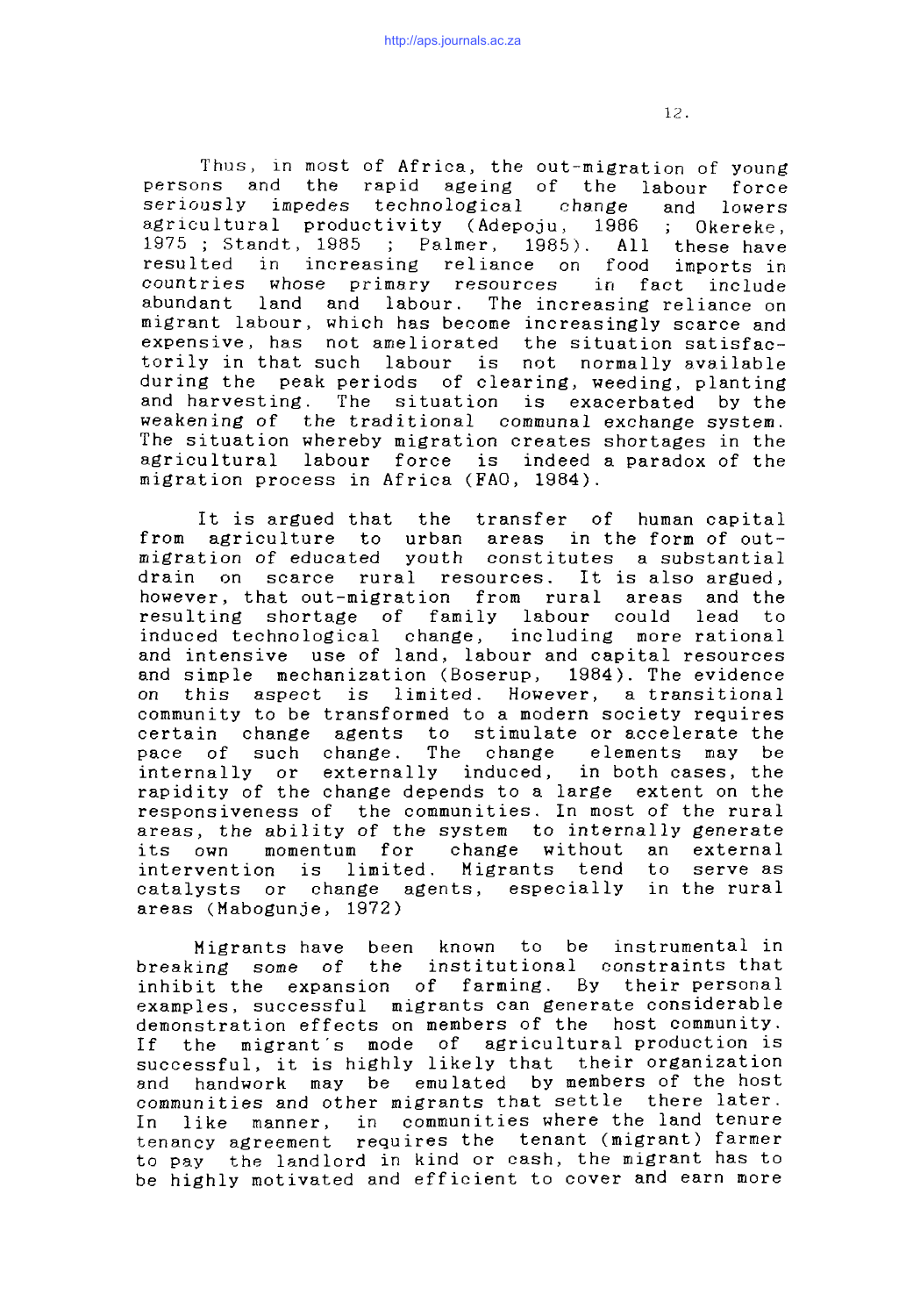Thus, in most of Africa, the out-migration of young persons and the rapid ageing of the labour force seriously impedes technological change and lowers agricultural productivity (Adepoju, 1986 ; Okereke, 1975 ; Standt, 1985 ; Palmer, 1985). All these have resulted in increasing reliance on food imports in countries whose primary resources in fact include abundant land and labour. The increasing reliance on migrant labour, which has become increasingly scarce and expensive, has not ameliorated the situation satisfactorily in that such labour is not normally available during the peak periods of clearing, weeding, planting and harvesting. The situation is exacerbated by the weakening of the traditional communal exchange system. The situation whereby migration creates shortages in the agricultural labour force is indeed a paradox of the migration process in Africa (FAO, 1984).

It is argued that the transfer of human capital from agriculture to urban areas in the form of out-migration of educated youth constitutes a substantial drain on scarce rural resources. It is also argued, however, that out-migration from rural areas and the resulting shortage of family labour could lead to induced technological change, including more rational and intensive use of land, labour and capital resources and simple mechanization (Boserup, 1984). The evidence on this aspect is limited. However, a transitional community to be transformed to a modern society requires certain change agents to stimulate or accelerate the pace of such change. The change elements may be internally or externally induced, in both cases, the rapidity of the change depends to a large extent on the responsiveness of the communities. In most of the rural areas, the ability of the system to internally generate its own momentum for change without an external intervention is limited. Migrants tend to serve as catalysts or change agents, especially in the rural areas (Mabogunje, 1972)

Migrants have been known to be instrumental in breaking some of the institutional constraints that inhibit the expansion of farming. By their personal examples, successful migrants can generate considerable demonstration effects on members of the host community. If the migrant's mode of agricultural production is successful, it is highly likely that their organization and handwork may be emulated by members of the host communities and other migrants that settle there later. In like manner, in communities where the land tenure tenancy agreement requires the tenant (migrant) farmer to pay the landlord in kind or cash, the migrant has to be highly motivated and efficient to cover and earn more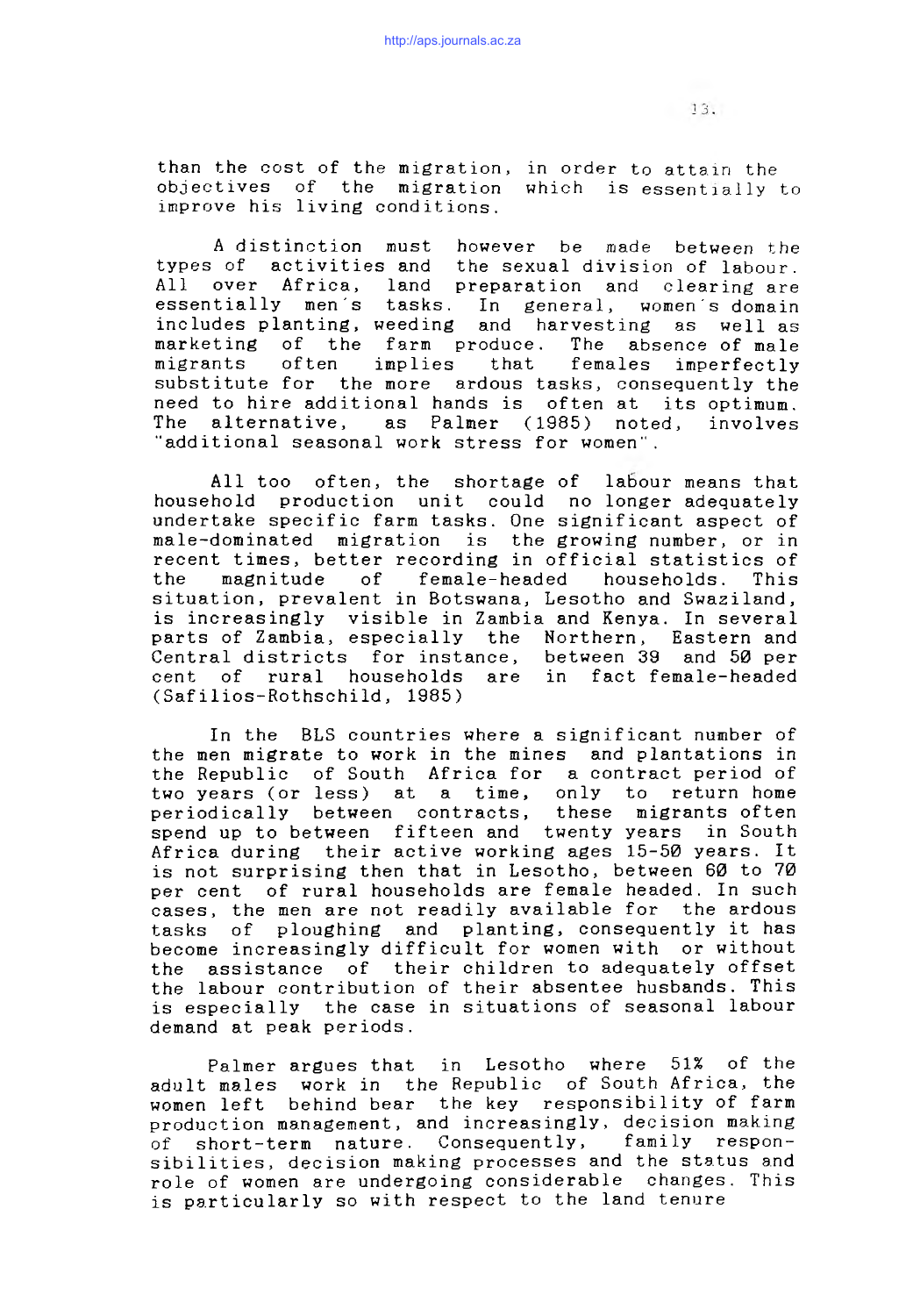than the cost of the migration, in order to attain the objectives of the migration which is essentially to improve his living conditions.

A distinction must however be made between the types of activities and the sexual division of labour. All over Africa, land preparation and clearing are essentially men's tasks. In general, women's domain includes planting, weeding and harvesting as well as marketing of the farm produce. The absence of male migrants often implies that females imperfectly substitute for the more ardous tasks, consequently the need to hire additional hands is often at its optimum. The alternative, as Palmer (1985) noted, involves "additional seasonal work stress for women".

All too often, the shortage of labour means that household production unit could no longer adequately undertake specific farm tasks. One significant aspect of male-dominated migration is the growing number, or in recent times, better recording in official statistics of the magnitude of female-headed households. This situation, prevalent in Botswana, Lesotho and Swaziland, is increasingly visible in Zambia and Kenya. In several parts of Zambia, especially the Northern, Eastern and Central districts for instance, between 39 and 50 per cent of rural households are in fact female-headed (Safilios-Rothschild, 1985)

In the BLS countries where a significant number of the men migrate to work in the mines and plantations in the Republic of South Africa for a contract period of two years (or less) at a time, only to return home periodically between contracts, these migrants often spend up to between fifteen and twenty years in South Africa during their active working ages 15-50 years. It is not surprising then that in Lesotho, between 60 to 70 per cent of rural households are female headed. In such cases, the men are not readily available for the ardous tasks of ploughing and planting, consequently it has become increasingly difficult for women with or without the assistance of their children to adequately offset the labour contribution of their absentee husbands. This is especially the case in situations of seasonal labour demand at peak periods.

Palmer argues that in Lesotho where 51% of the adult males work in the Republic of South Africa, the women left behind bear the key responsibility of farm production management, and increasingly, decision making of short-term nature. Consequently, family responsibilities, decision making processes and the status and role of women are undergoing considerable changes. This is particularly so with respect to the land tenure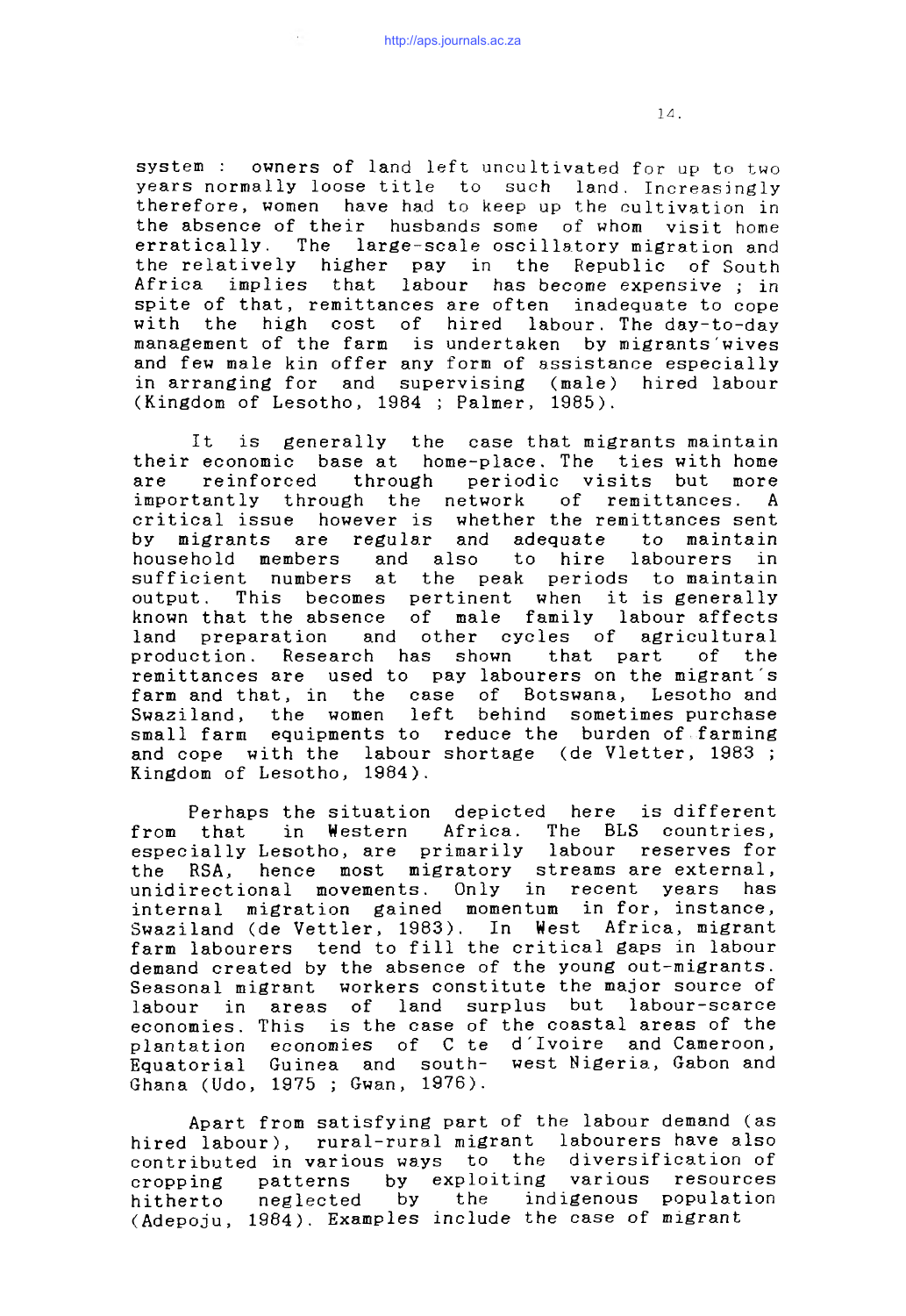system : owners of land left uncultivated for up to two years normally loose title to such land. Increasingly therefore, women have had to keep up the cultivation in the absence of their husbands some of whom visit home erratically. The large-scale oscillatory migration and the relatively higher pay in the Republic of South Africa implies that labour has become expensive ; in spite of that, remittances are often inadequate to cope with the high cost of hired labour. The day-to-day management of the farm is undertaken by migrants'wives and few male kin offer any form of assistance especially in arranging for and supervising (male) hired labour (Kingdom of Lesotho, 1984 ; Palmer, 1985).

It is generally the case that migrants maintain their economic base at home-place. The ties with home are reinforced through periodic visits but more importantly through the network of remittances. A critical issue however is whether the remittances sent by migrants are regular and adequate to maintain household members and also to hire labourers in sufficient numbers at the peak periods to maintain output. This becomes pertinent when it is generally known that the absence of male family labour affects land preparation and other cycles of agricultural production. Research has shown that part of the remittances are used to pay labourers on the migrant's farm and that, in the case of Botswana, Lesotho and Swaziland, the women left behind sometimes purchase small farm equipments to reduce the burden of farming and cope with the labour shortage (de Vletter, 1983 ; Kingdom of Lesotho, 1984).

Perhaps the situation depicted here is different from that in Western Africa. The BLS countries, especially Lesotho, are primarily labour reserves for the RSA, hence most migratory streams are external, unidirectional movements. Only in recent years has internal migration gained momentum in for, instance, Swaziland (de Vettler, 1983). In West Africa, migrant farm labourers tend to fill the critical gaps in labour demand created by the absence of the young out-migrants. Seasonal migrant workers constitute the major source of labour in areas of land surplus but labour-scarce economies. This is the case of the coastal areas of the plantation economies of C te d'Ivoire and Cameroon, Equatorial Guinea and south- west Nigeria, Gabon and Ghana (Udo, 1975 ; Gwan, 1976).

Apart from satisfying part of the labour demand (as hired labour), rural-rural migrant labourers have also contributed in various ways to the diversification of cropping patterns by exploiting various resources hitherto neglected by the indigenous population (Adepoju, 1984). Examples include the case of migrant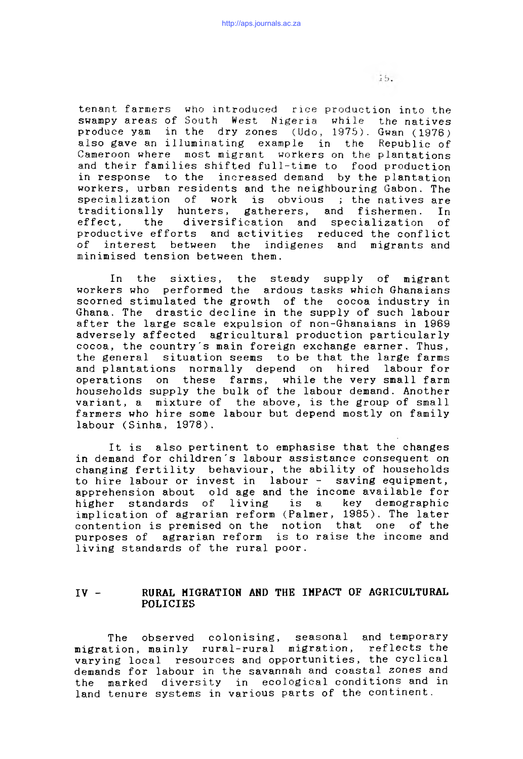tenant farmers who introduced rice production into the swampy areas of South West Nigeria while the natives produce yam in the dry zones (Udo, 1975). Gwan (1976) also gave an illuminating example in the Republic of Cameroon where most migrant workers on the plantations and their families shifted full-time to food production in response to the increased demand by the plantation workers, urban residents and the neighbouring Gabon. The specialization of work is obvious ; the natives are traditionally hunters, gatherers, and fishermen. In effect, the diversification and specialization of productive efforts and activities reduced the conflict of interest between the indigenes and migrants and minimised tension between them.

In the sixties, the steady supply of migrant workers who performed the ardous tasks which Ghanaians scorned stimulated the growth of the cocoa industry in Ghana. The drastic decline in the supply of such labour after the large scale expulsion of non-Ghanaians in 1969 adversely affected agricultural production particularly cocoa, the country's main foreign exchange earner. Thus, the general situation seems to be that the large farms and plantations normally depend on hired labour for operations on these farms, while the very small farm households supply the bulk of the labour demand. Another variant, a mixture of the above, is the group of small farmers who hire some labour but depend mostly on family labour (Sinha, 1978).

It is also pertinent to emphasise that the changes in demand for children's labour assistance consequent on changing fertility behaviour, the ability of households to hire labour or invest in labour - saving equipment, apprehension about old age and the income available for higher standards of living is a key demographic implication of agrarian reform (Palmer, 1985). The later contention is premised on the notion that one of the purposes of agrarian reform is to raise the income and living standards of the rural poor.

## IV - RURAL MIGRATION AND THE IMPACT OF AGRICULTURAL POLICIES

The observed colonising, seasonal and temporary migration, mainly rural-rural migration, reflects the varying local resources and opportunities, the cyclical demands for labour in the savannah and coastal zones and the marked diversity in ecological conditions and in land tenure systems in various parts of the continent.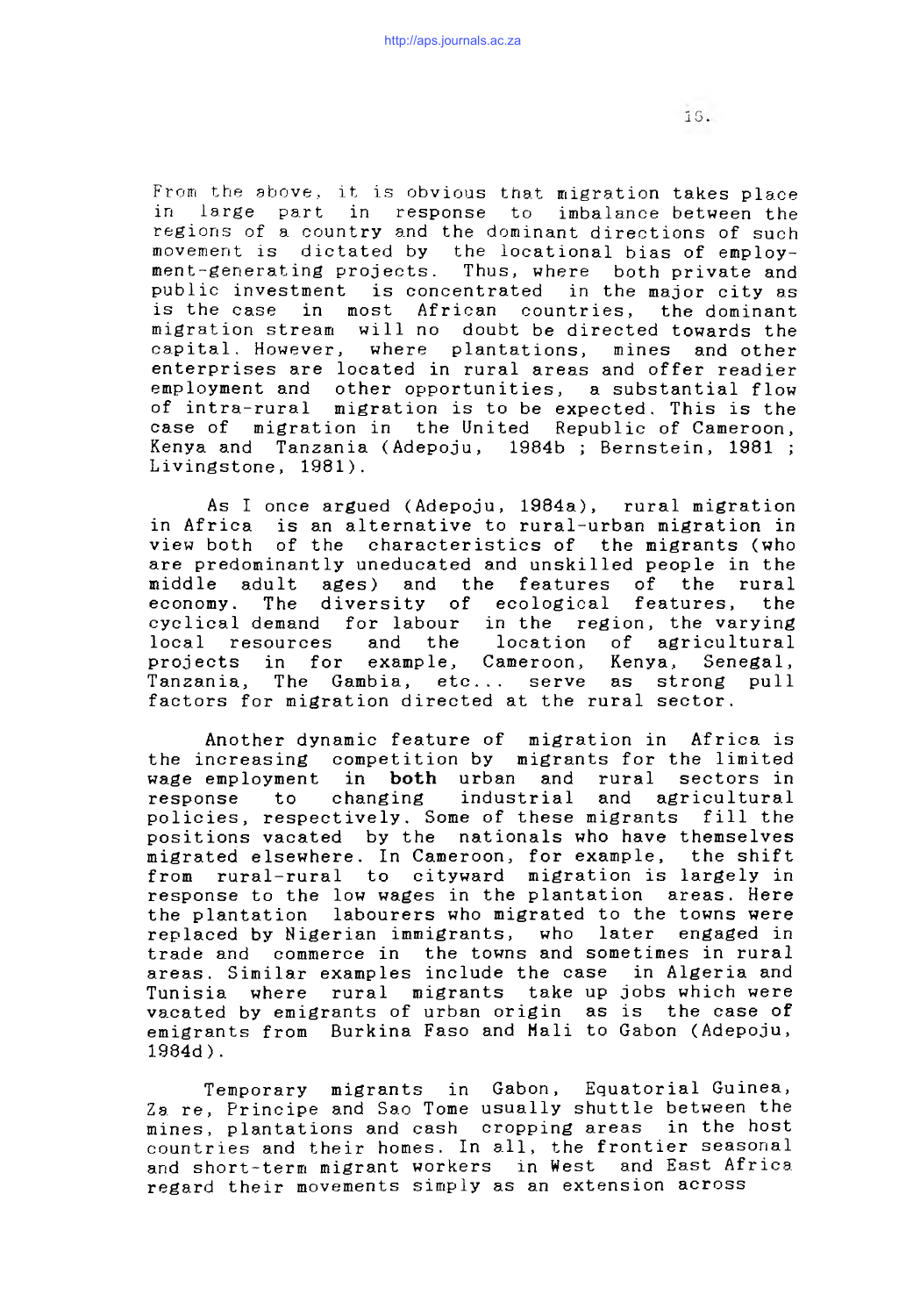From the above, it is obvious that migration takes place in large part in response to imbalance between the regions of a country and the dominant directions of such movement is dictated by the locational bias of employment-generating projects. Thus, where both private and public investment is concentrated in the major city as is the case in most African countries, the dominant migration stream will no doubt be directed towards the capital. However, where plantations, mines and other enterprises are located in rural areas and offer readier employment and other opportunities, a substantial flow of intra-rural migration is to be expected. This is the case of migration in the United Republic of Cameroon, Kenya and Tanzania (Adepoju, 1984b ; Bernstein, 1981 ; Livingstone, 1981).

As I once argued (Adepoju, 1984a), rural migration in Africa is an alternative to rural-urban migration in view both of the characteristics of the migrants (who are predominantly uneducated and unskilled people in the middle adult ages) and the features of the rural economy. The diversity of ecological features, the cyclical demand for labour in the region, the varying local resources and the location of agricultural projects in for example, Cameroon, Kenya, Senegal, Tanzania, The Gambia, etc... serve as strong pull factors for migration directed at the rural sector.

Another dynamic feature of migration in Africa is the increasing competition by migrants for the limited wage employment in **both** urban and rural sectors in response to changing industrial and agricultural policies, respectively. Some of these migrants fill the positions vacated by the nationals who have themselves migrated elsewhere. In Cameroon, for example, the shift from rural-rural to cityward migration is largely in response to the low wages in the plantation areas. Here the plantation labourers who migrated to the towns were replaced by Nigerian immigrants, who later engaged in trade and commerce in the towns and sometimes in rural areas. Similar examples include the case in Algeria and Tunisia where rural migrants take up jobs which were vacated by emigrants of urban origin as is the case of emigrants from Burkina Faso and Mali to Gabon (Adepoju, 1984d).

Temporary migrants in Gabon, Equatorial Guinea, Za re, Principe and Sao Tome usually shuttle between the mines, plantations and cash cropping areas in the host countries and their homes. In all, the frontier seasonal and short-term migrant workers in West and East Africa regard their movements simply as an extension across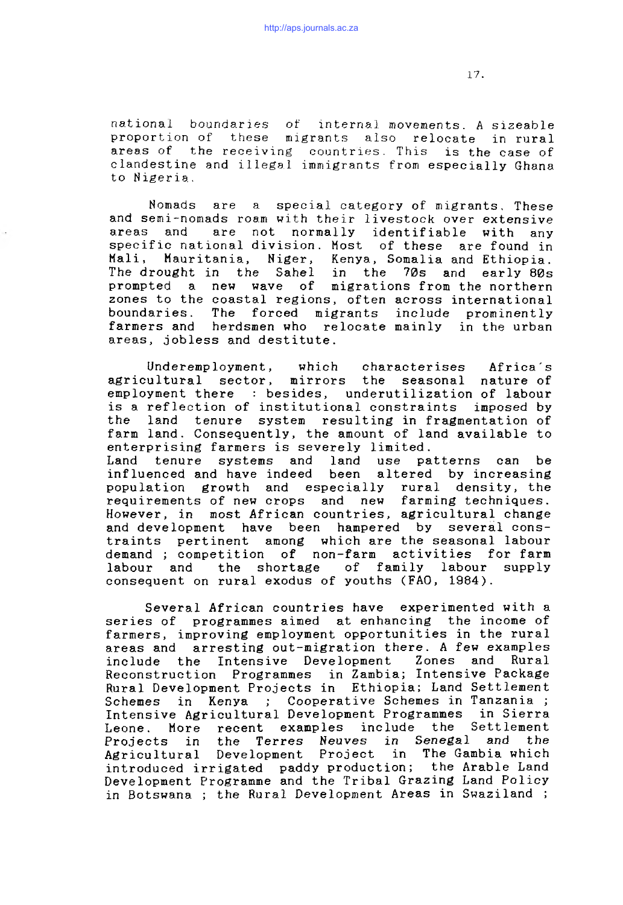national boundaries of internal movements. A sizeable proportion of these migrants also relocate in rural areas of the receiving countries. This is the case of clandestine and illegal immigrants from especially Ghana to Nigeria.

Nomads are a special category of migrants. These and semi-nomads roam with their livestock over extensive areas and are not normally identifiable with any specific national division. Most of these are found in Mali, Mauritania, Niger, Kenya, Somalia and Ethiopia. The drought in the Sahel in the 70s and early 80s prompted a new wave of migrations from the northern zones to the coastal regions, often across international boundaries. The forced migrants include prominently farmers and herdsmen who relocate mainly in the urban areas, jobless and destitute.

Underemployment, which characterises Africa's agricultural sector, mirrors the seasonal nature of employment there : besides, underutilization of labour is a reflection of institutional constraints imposed by the land tenure system resulting in fragmentation of farm land. Consequently, the amount of land available to enterprising farmers is severely limited.
Land tenure systems and land use patterns can be influenced and have indeed been altered by increasing population growth and especially rural density, the requirements of new crops and new farming techniques. However, in most African countries, agricultural change and development have been hampered by several constraints pertinent among which are the seasonal labour demand ; competition of non-farm activities for farm labour and the shortage of family labour supply consequent on rural exodus of youths (FAO, 1984).

Several African countries have experimented with a series of programmes aimed at enhancing the income of farmers, improving employment opportunities in the rural areas and arresting out-migration there. A few examples include the Intensive Development Zones and Rural Reconstruction Programmes in Zambia; Intensive Package Rural Development Projects in Ethiopia; Land Settlement Schemes in Kenya ; Cooperative Schemes in Tanzania ; Intensive Agricultural Development Programmes in Sierra Leone. More recent examples include the Settlement Projects in the *Terres Neuves in Senegal* and the Agricultural Development Project in The Gambia which introduced irrigated paddy production; the Arable Land Development Programme and the Tribal Grazing Land Policy in Botswana ; the Rural Development Areas in Swaziland ;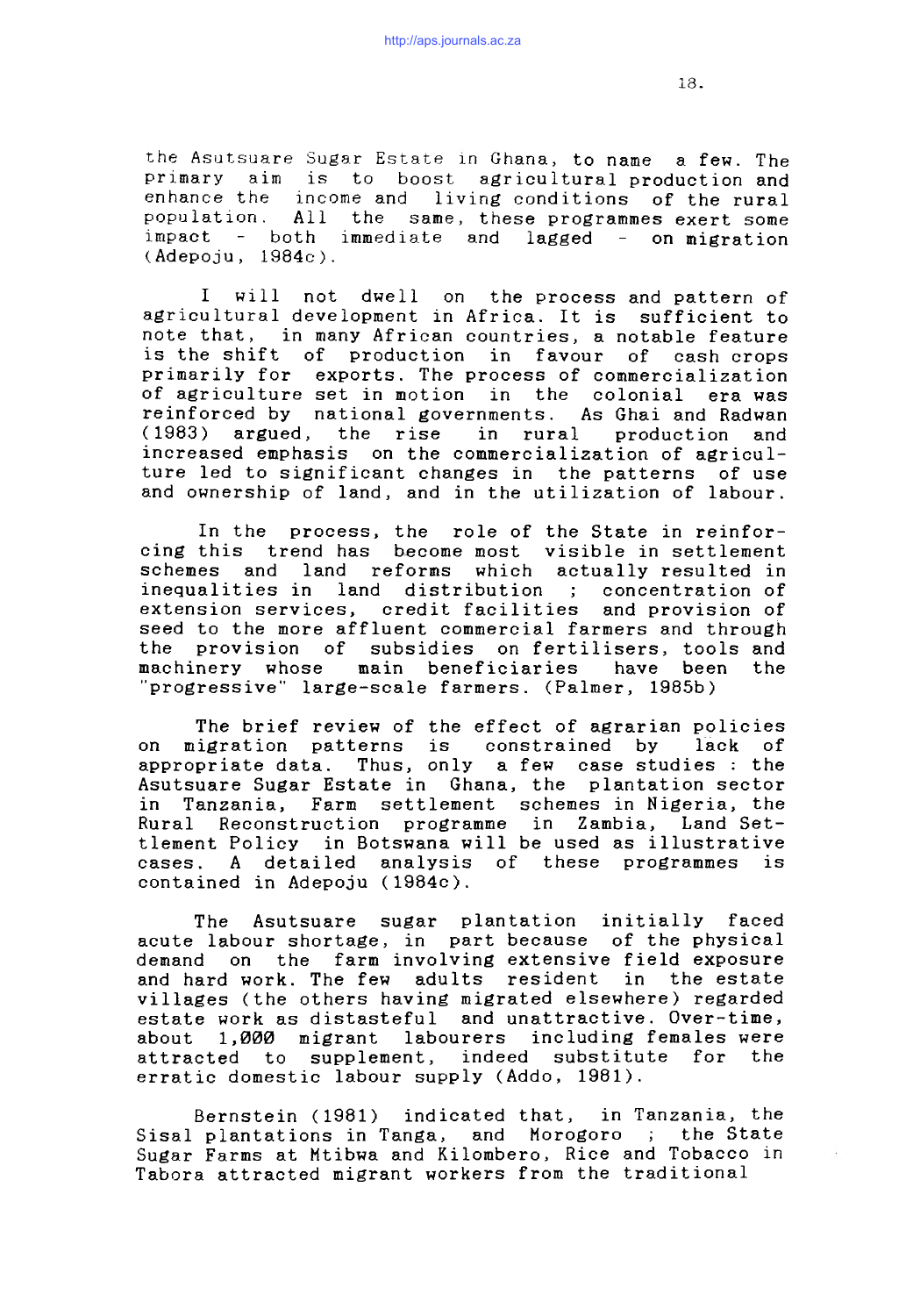the Asutsuare Sugar Estate in Ghana, to name a few. The primary aim is to boost agricultural production and enhance the income and living conditions of the rural population. All the same, these programmes exert some impact - both immediate and lagged - on migration (Adepoju, 1984c).

I will not dwell on the process and pattern of agricultural development in Africa. It is sufficient to note that, in many African countries, a notable feature is the shift of production in favour of cash crops primarily for exports. The process of commercialization of agriculture set in motion in the colonial era was reinforced by national governments. As Ghai and Radwan (1983) argued, the rise in rural production and increased emphasis on the commercialization of agriculture led to significant changes in the patterns of use and ownership of land, and in the utilization of labour.

In the process, the role of the State in reinforcing this trend has become most visible in settlement schemes and land reforms which actually resulted in inequalities in land distribution ; concentration of extension services, credit facilities and provision of seed to the more affluent commercial farmers and through the provision of subsidies on fertilisers, tools and machinery whose main beneficiaries have been the "progressive" large-scale farmers. (Palmer, 1985b)

The brief review of the effect of agrarian policies on migration patterns is constrained by lack of appropriate data. Thus, only a few case studies : the Asutsuare Sugar Estate in Ghana, the plantation sector in Tanzania, Farm settlement schemes in Nigeria, the Rural Reconstruction programme in Zambia, Land Settlement Policy in Botswana will be used as illustrative cases. A detailed analysis of these programmes is contained in Adepoju (1984c).

The Asutsuare sugar plantation initially faced acute labour shortage, in part because of the physical demand on the farm involving extensive field exposure and hard work. The few adults resident in the estate villages (the others having migrated elsewhere) regarded estate work as distasteful and unattractive. Over-time, about 1,000 migrant labourers including females were attracted to supplement, indeed substitute for the erratic domestic labour supply (Addo, 1981).

Bernstein (1981) indicated that, in Tanzania, the Sisal plantations in Tanga, and Morogoro ; the State Sugar Farms at Mtibwa and Kilombero, Rice and Tobacco in Tabora attracted migrant workers from the traditional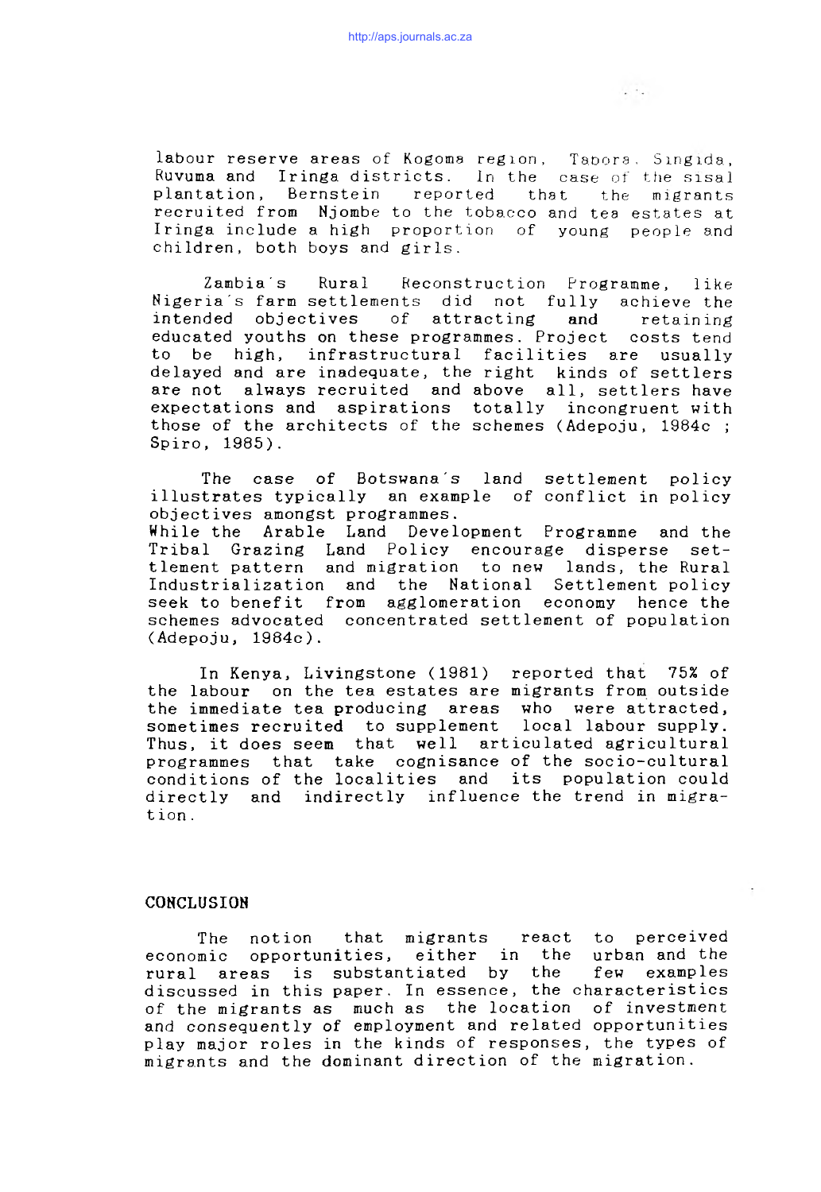labour reserve areas of Kogoma region, Tabora, Singida, Ruvuma and Iringa districts. In the case of the sisal plantation, Bernstein reported that the migrants recruited from Njombe to the tobacco and tea estates at Iringa include a high proportion of young people and children, both boys and girls.

Zambia's Rural Reconstruction Programme, like Nigeria's farm settlements did not fully achieve the intended objectives of attracting and retaining educated youths on these programmes. Project costs tend to be high, infrastructural facilities are usually delayed and are inadequate, the right kinds of settlers are not always recruited and above all, settlers have expectations and aspirations totally incongruent with those of the architects of the schemes (Adepoju, 1984c ; Spiro, 1985).

The case of Botswana's land settlement policy illustrates typically an example of conflict in policy objectives amongst programmes.
While the Arable Land Development Programme and the Tribal Grazing Land Policy encourage disperse settlement pattern and migration to new lands, the Rural Industrialization and the National Settlement policy seek to benefit from agglomeration economy hence the schemes advocated concentrated settlement of population (Adepoju, 1984c).

In Kenya, Livingstone (1981) reported that 75% of the labour on the tea estates are migrants from outside the immediate tea producing areas who were attracted, sometimes recruited to supplement local labour supply. Thus, it does seem that well articulated agricultural programmes that take cognisance of the socio-cultural conditions of the localities and its population could directly and indirectly influence the trend in migration.

## CONCLUSION

The notion that migrants react to perceived economic opportunities, either in the urban and the rural areas is substantiated by the few examples discussed in this paper. In essence, the characteristics of the migrants as much as the location of investment and consequently of employment and related opportunities play major roles in the kinds of responses, the types of migrants and the dominant direction of the migration.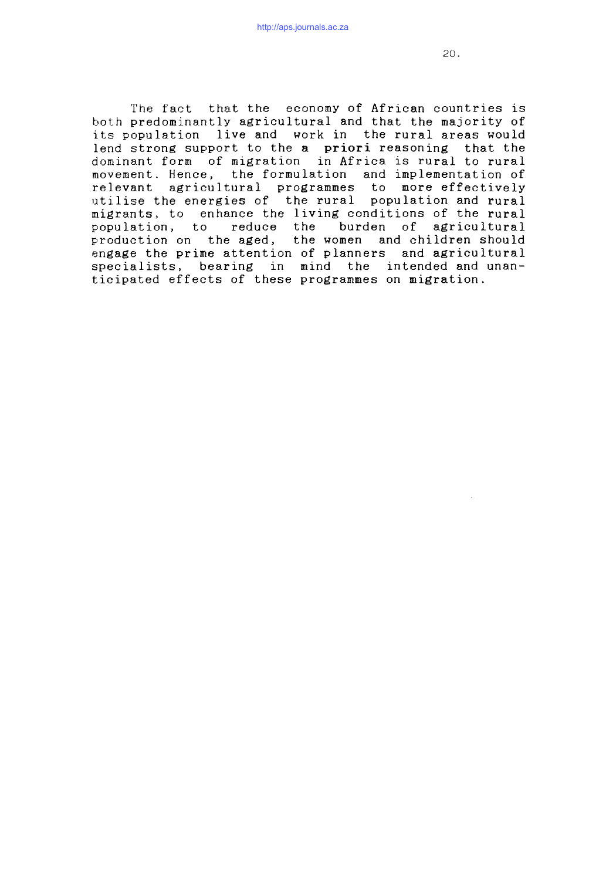The fact that the economy of African countries is both predominantly agricultural and that the majority of its population live and work in the rural areas would lend strong support to the **a priori** reasoning that the dominant form of migration in Africa is rural to rural movement. Hence, the formulation and implementation of relevant agricultural programmes to more effectively utilise the energies of the rural population and rural migrants, to enhance the living conditions of the rural population, to reduce the burden of agricultural production on the aged, the women and children should engage the prime attention of planners and agricultural specialists, bearing in mind the intended and unanticipated effects of these programmes on migration.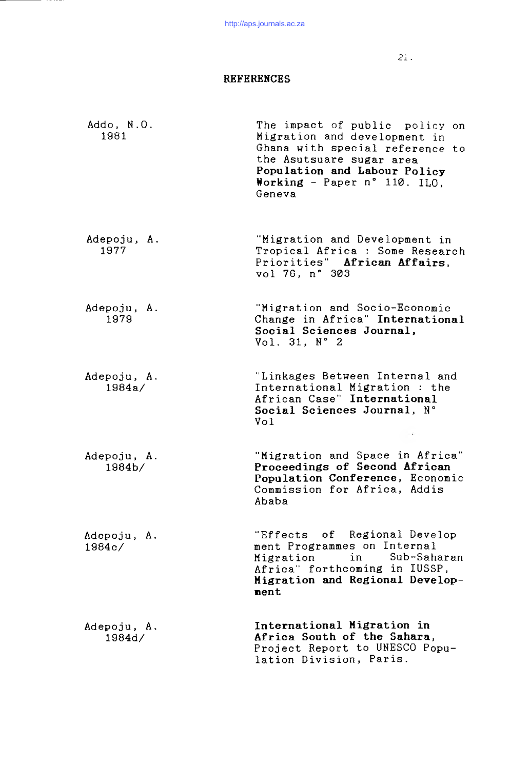## REFERENCES

Addo, N.O. 1981 — The impact of public policy on Migration and development in Ghana with special reference to the Asutsuare sugar area **Population and Labour Policy Working** - Paper n° 110. ILO, Geneva

Adepoju, A. 1977 — "Migration and Development in Tropical Africa : Some Research Priorities" **African Affairs**, vol 76, n° 303

Adepoju, A. 1979 — "Migration and Socio-Economic Change in Africa" **International Social Sciences Journal**, Vol. 31, N° 2

Adepoju, A. 1984a/ — "Linkages Between Internal and International Migration : the African Case" **International Social Sciences Journal**, N° Vol

Adepoju, A. 1984b/ — "Migration and Space in Africa" **Proceedings of Second African Population Conference**, Economic Commission for Africa, Addis Ababa

Adepoju, A. 1984c/ — "Effects of Regional Develop ment Programmes on Internal Migration in Sub-Saharan Africa" forthcoming in IUSSP, **Migration and Regional Development**

Adepoju, A. 1984d/ — **International Migration in Africa South of the Sahara**, Project Report to UNESCO Population Division, Paris.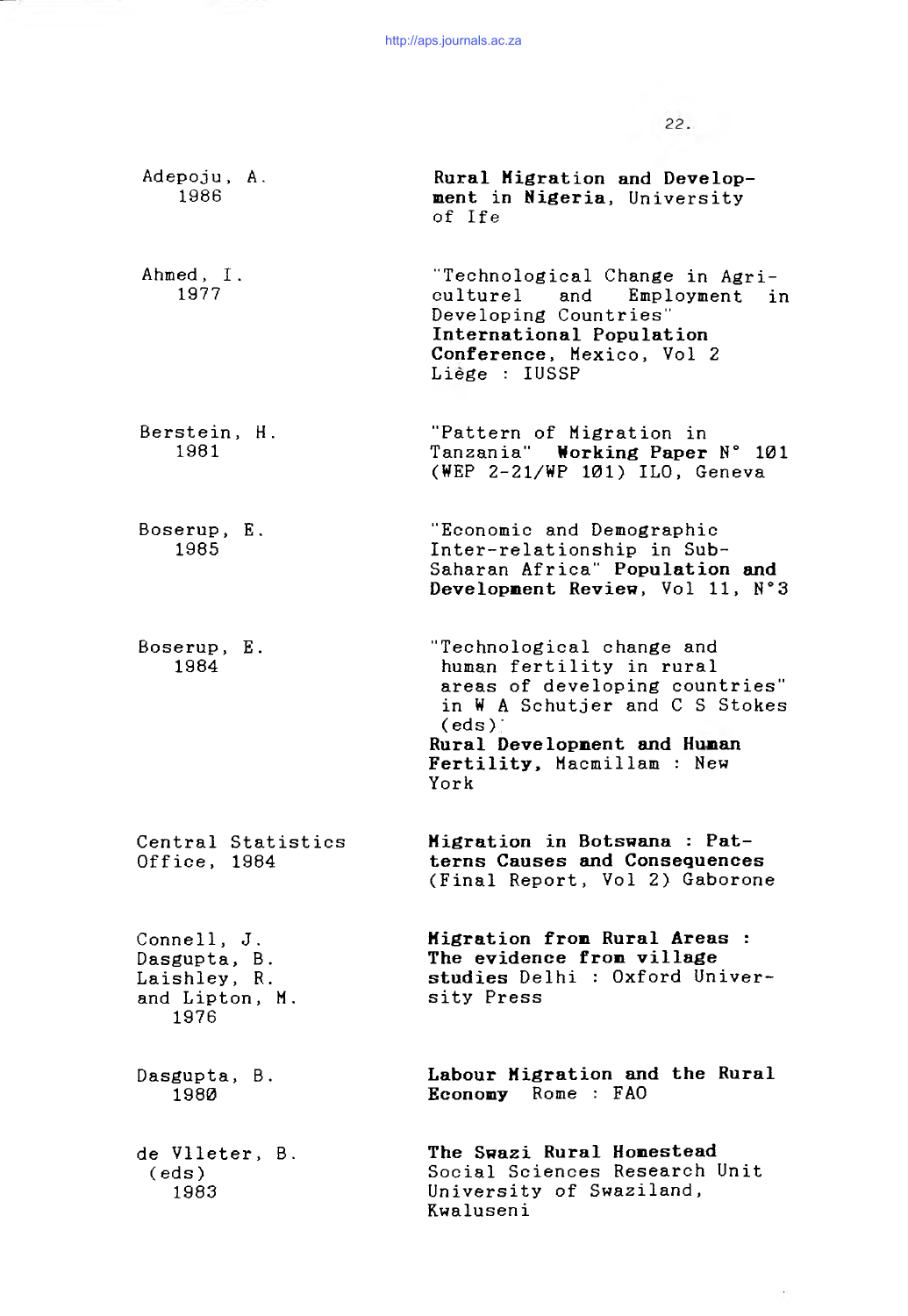Adepoju, A.
1986

**Rural Migration and Development in Nigeria**, University of Ife

Ahmed, I.
1977

"Technological Change in Agriculturel and Employment in Developing Countries" **International Population Conference**, Mexico, Vol 2 Liège : IUSSP

Berstein, H.
1981

"Pattern of Migration in Tanzania" **Working Paper N° 101** (WEP 2-21/WP 101) ILO, Geneva

Boserup, E.
1985

"Economic and Demographic Inter-relationship in Sub-Saharan Africa" **Population and Development Review**, Vol 11, N°3

Boserup, E.
1984

"Technological change and human fertility in rural areas of developing countries" in W A Schutjer and C S Stokes (eds) **Rural Development and Human Fertility**, Macmillam : New York

Central Statistics Office, 1984

**Migration in Botswana : Patterns Causes and Consequences** (Final Report, Vol 2) Gaborone

Connell, J.
Dasgupta, B.
Laishley, R.
and Lipton, M.
1976

**Migration from Rural Areas : The evidence from village studies** Delhi : Oxford University Press

Dasgupta, B.
1980

**Labour Migration and the Rural Economy** Rome : FAO

de Vlleter, B.
(eds)
1983

**The Swazi Rural Homestead** Social Sciences Research Unit University of Swaziland, Kwaluseni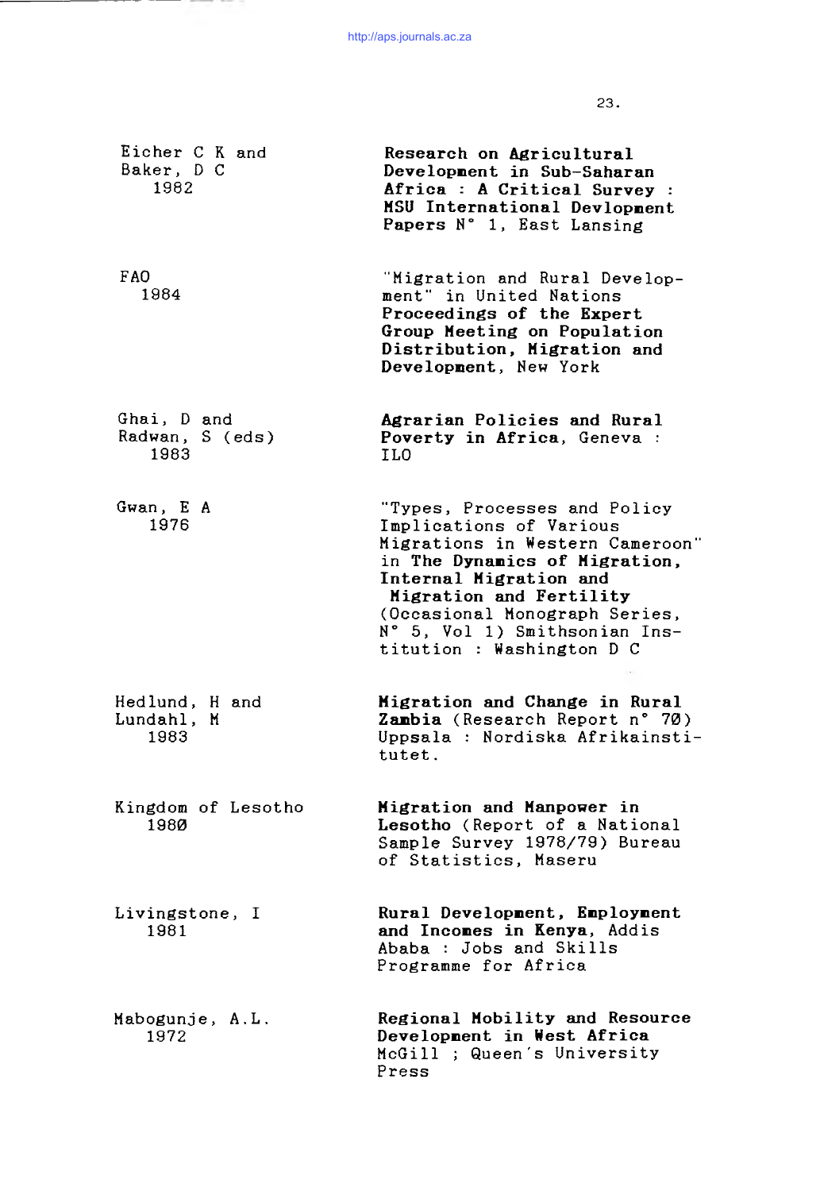Eicher C K and Baker, D C 1982 — **Research on Agricultural Development in Sub-Saharan Africa : A Critical Survey : MSU International Devlopment Papers** N° 1, East Lansing

FAO 1984 — "Migration and Rural Development" in United Nations **Proceedings of the Expert Group Meeting on Population Distribution, Migration and Development**, New York

Ghai, D and Radwan, S (eds) 1983 — **Agrarian Policies and Rural Poverty in Africa**, Geneva : ILO

Gwan, E A 1976 — "Types, Processes and Policy Implications of Various Migrations in Western Cameroon" in **The Dynamics of Migration, Internal Migration and Migration and Fertility** (Occasional Monograph Series, N° 5, Vol 1) Smithsonian Institution : Washington D C

Hedlund, H and Lundahl, M 1983 — **Migration and Change in Rural Zambia** (Research Report n° 70) Uppsala : Nordiska Afrikainstitutet.

Kingdom of Lesotho 1980 — **Migration and Manpower in Lesotho** (Report of a National Sample Survey 1978/79) Bureau of Statistics, Maseru

Livingstone, I 1981 — **Rural Development, Employment and Incomes in Kenya**, Addis Ababa : Jobs and Skills Programme for Africa

Mabogunje, A.L. 1972 — **Regional Mobility and Resource Development in West Africa** McGill ; Queen's University Press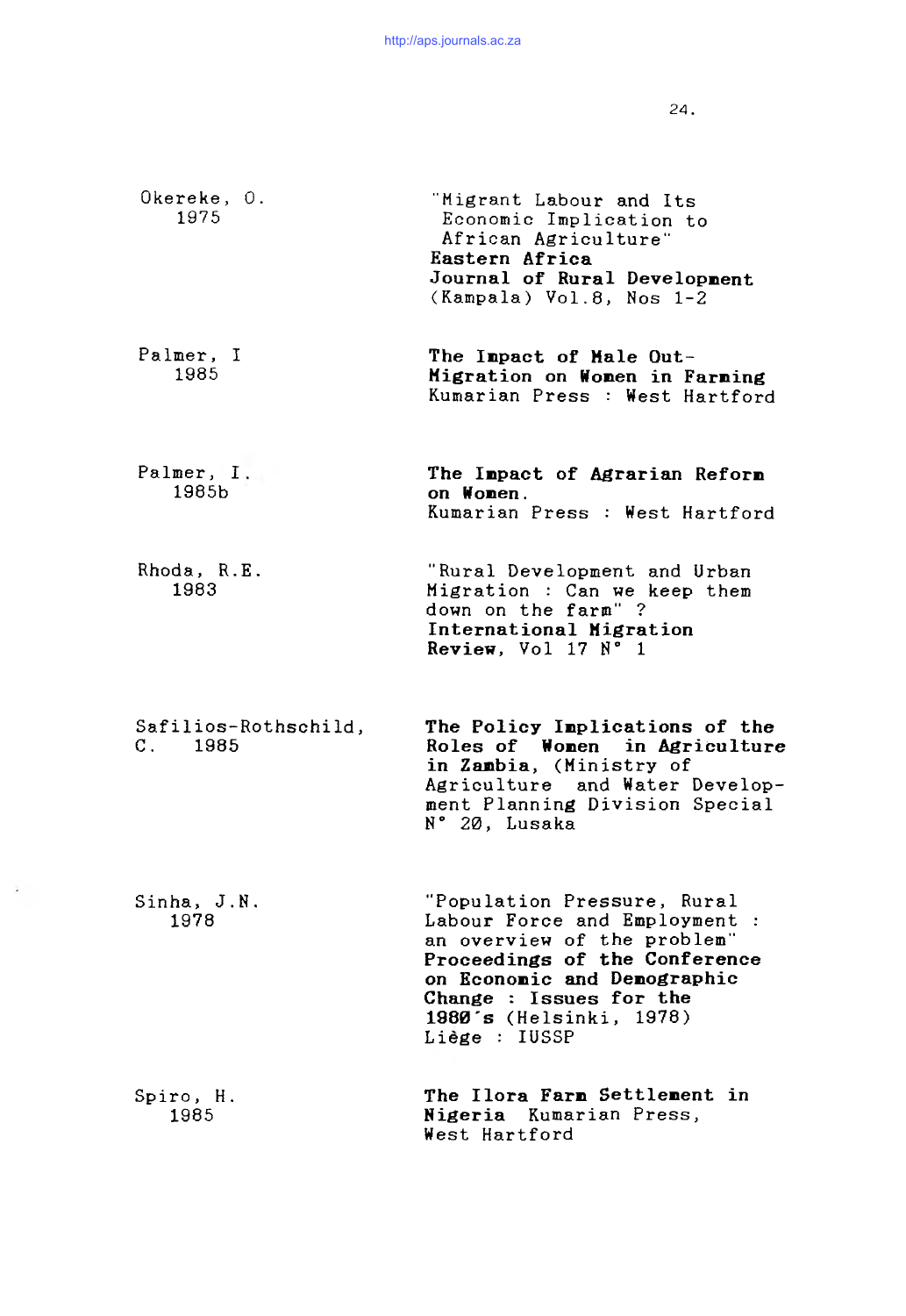Okereke, O. 1975 — "Migrant Labour and Its Economic Implication to African Agriculture" **Eastern Africa Journal of Rural Development** (Kampala) Vol.8, Nos 1-2

Palmer, I 1985 — **The Impact of Male Out-Migration on Women in Farming** Kumarian Press : West Hartford

Palmer, I. 1985b — **The Impact of Agrarian Reform on Women.** Kumarian Press : West Hartford

Rhoda, R.E. 1983 — "Rural Development and Urban Migration : Can we keep them down on the farm" ? **International Migration Review**, Vol 17 N° 1

Safilios-Rothschild, C. 1985 — **The Policy Implications of the Roles of Women in Agriculture in Zambia**, (Ministry of Agriculture and Water Development Planning Division Special N° 20, Lusaka

Sinha, J.N. 1978 — "Population Pressure, Rural Labour Force and Employment : an overview of the problem" **Proceedings of the Conference on Economic and Demographic Change : Issues for the 1980's** (Helsinki, 1978) Liège : IUSSP

Spiro, H. 1985 — **The Ilora Farm Settlement in Nigeria** Kumarian Press, West Hartford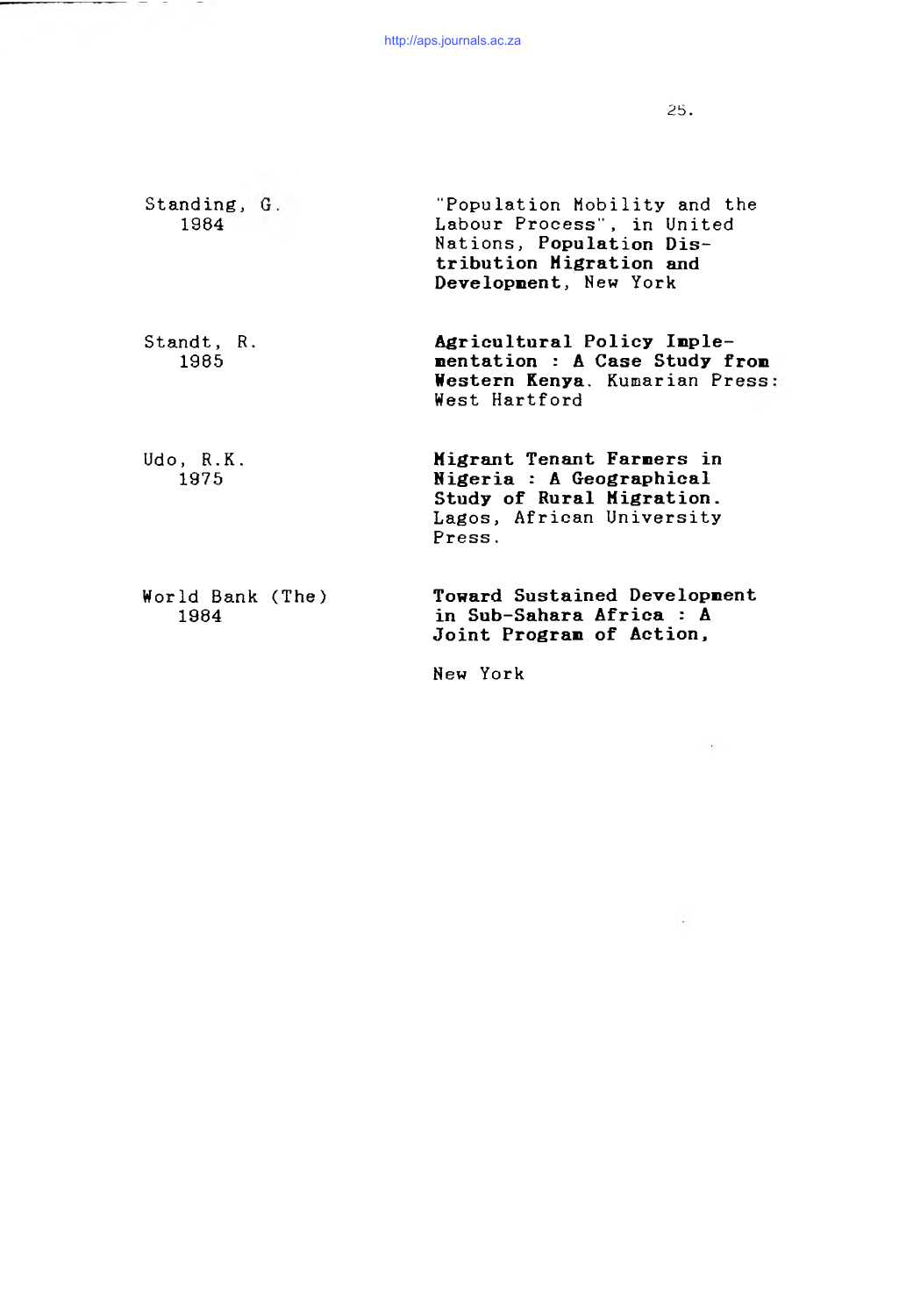Standing, G. 1984 — "Population Mobility and the Labour Process", in United Nations, **Population Distribution Migration and Development**, New York

Standt, R. 1985 — **Agricultural Policy Implementation : A Case Study from Western Kenya**. Kumarian Press: West Hartford

Udo, R.K. 1975 — **Migrant Tenant Farmers in Nigeria : A Geographical Study of Rural Migration**. Lagos, African University Press.

World Bank (The) 1984 — **Toward Sustained Development in Sub-Sahara Africa : A Joint Program of Action**, New York